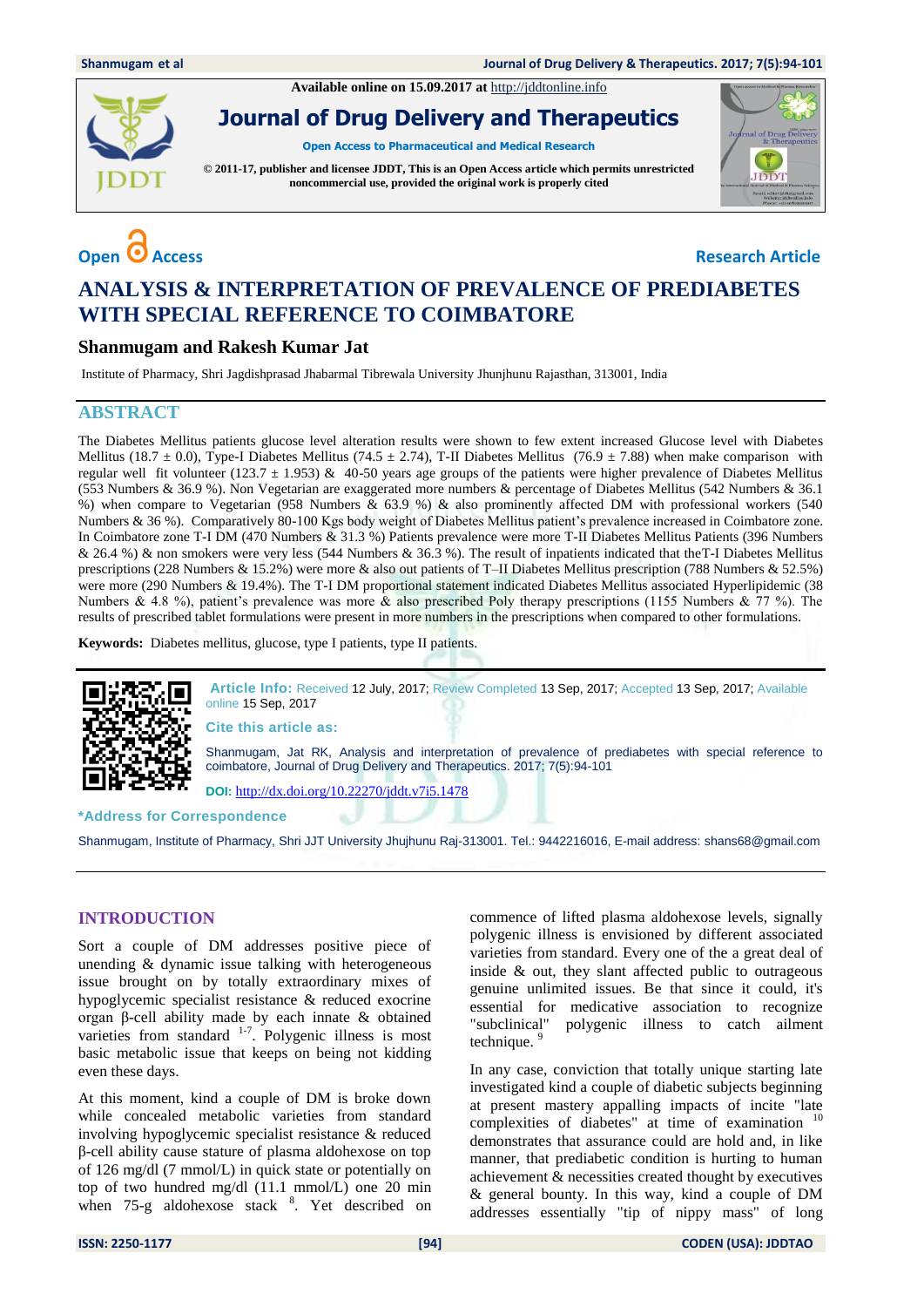Available online on 15.09.2017 at http://jddtonline.info

# Journal of Drug Delivery and Therapeutics

Open Access to Pharmaceutical and Medical Research

© 2011-17, publisher and licensee JDDT, This is an Open Access article which permits unrestricted noncommercial use, provided the original work is properly cited

Open Access Research Article

# ANALYSIS & INTERPRETATION OF PREVALENCE OF PREDIABETES WITH SPECIAL REFERENCE TO COIMBATORE

**Shanmugam and Rakesh Kumar Jat**

Institute of Pharmacy, Shri Jagdishprasad Jhabarmal Tibrewala University Jhunjhunu Rajasthan, 313001, India

## ABSTRACT

The Diabetes Mellitus patients glucose level alteration results were shown to few extent increased Glucose level with Diabetes Mellitus (18.7 ± 0.0), Type-I Diabetes Mellitus (74.5 ± 2.74), T-II Diabetes Mellitus (76.9 ± 7.88) when make comparison with regular well fit volunteer (123.7 ± 1.953) & 40-50 years age groups of the patients were higher prevalence of Diabetes Mellitus (553 Numbers & 36.9 %). Non Vegetarian are exaggerated more numbers & percentage of Diabetes Mellitus (542 Numbers & 36.1 %) when compare to Vegetarian (958 Numbers & 63.9 %) & also prominently affected DM with professional workers (540 Numbers & 36 %). Comparatively 80-100 Kgs body weight of Diabetes Mellitus patient's prevalence increased in Coimbatore zone. In Coimbatore zone T-I DM (470 Numbers & 31.3 %) Patients prevalence were more T-II Diabetes Mellitus Patients (396 Numbers & 26.4 %) & non smokers were very less (544 Numbers & 36.3 %). The result of inpatients indicated that theT-I Diabetes Mellitus prescriptions (228 Numbers & 15.2%) were more & also out patients of T–II Diabetes Mellitus prescription (788 Numbers & 52.5%) were more (290 Numbers & 19.4%). The T-I DM proportional statement indicated Diabetes Mellitus associated Hyperlipidemic (38 Numbers & 4.8 %), patient's prevalence was more & also prescribed Poly therapy prescriptions (1155 Numbers & 77 %). The results of prescribed tablet formulations were present in more numbers in the prescriptions when compared to other formulations.

**Keywords:** Diabetes mellitus, glucose, type I patients, type II patients.

**Article Info:** Received 12 July, 2017; Review Completed 13 Sep, 2017; Accepted 13 Sep, 2017; Available online 15 Sep, 2017

**Cite this article as:**

Shanmugam, Jat RK, Analysis and interpretation of prevalence of prediabetes with special reference to coimbatore, Journal of Drug Delivery and Therapeutics. 2017; 7(5):94-101

**DOI:** http://dx.doi.org/10.22270/jddt.v7i5.1478

**\*Address for Correspondence**

Shanmugam, Institute of Pharmacy, Shri JJT University Jhujhunu Raj-313001. Tel.: 9442216016, E-mail address: shans68@gmail.com

## INTRODUCTION

Sort a couple of DM addresses positive piece of unending & dynamic issue talking with heterogeneous issue brought on by totally extraordinary mixes of hypoglycemic specialist resistance & reduced exocrine organ β-cell ability made by each innate & obtained varieties from standard [1-7]. Polygenic illness is most basic metabolic issue that keeps on being not kidding even these days.

At this moment, kind a couple of DM is broke down while concealed metabolic varieties from standard involving hypoglycemic specialist resistance & reduced β-cell ability cause stature of plasma aldohexose on top of 126 mg/dl (7 mmol/L) in quick state or potentially on top of two hundred mg/dl (11.1 mmol/L) one 20 min when 75-g aldohexose stack [8]. Yet described on commence of lifted plasma aldohexose levels, signally polygenic illness is envisioned by different associated varieties from standard. Every one of the a great deal of inside & out, they slant affected public to outrageous genuine unlimited issues. Be that since it could, it's essential for medicative association to recognize "subclinical" polygenic illness to catch ailment technique. [9]

In any case, conviction that totally unique starting late investigated kind a couple of diabetic subjects beginning at present mastery appalling impacts of incite "late complexities of diabetes" at time of examination [10] demonstrates that assurance could are hold and, in like manner, that prediabetic condition is hurting to human achievement & necessities created thought by executives & general bounty. In this way, kind a couple of DM addresses essentially "tip of nippy mass" of long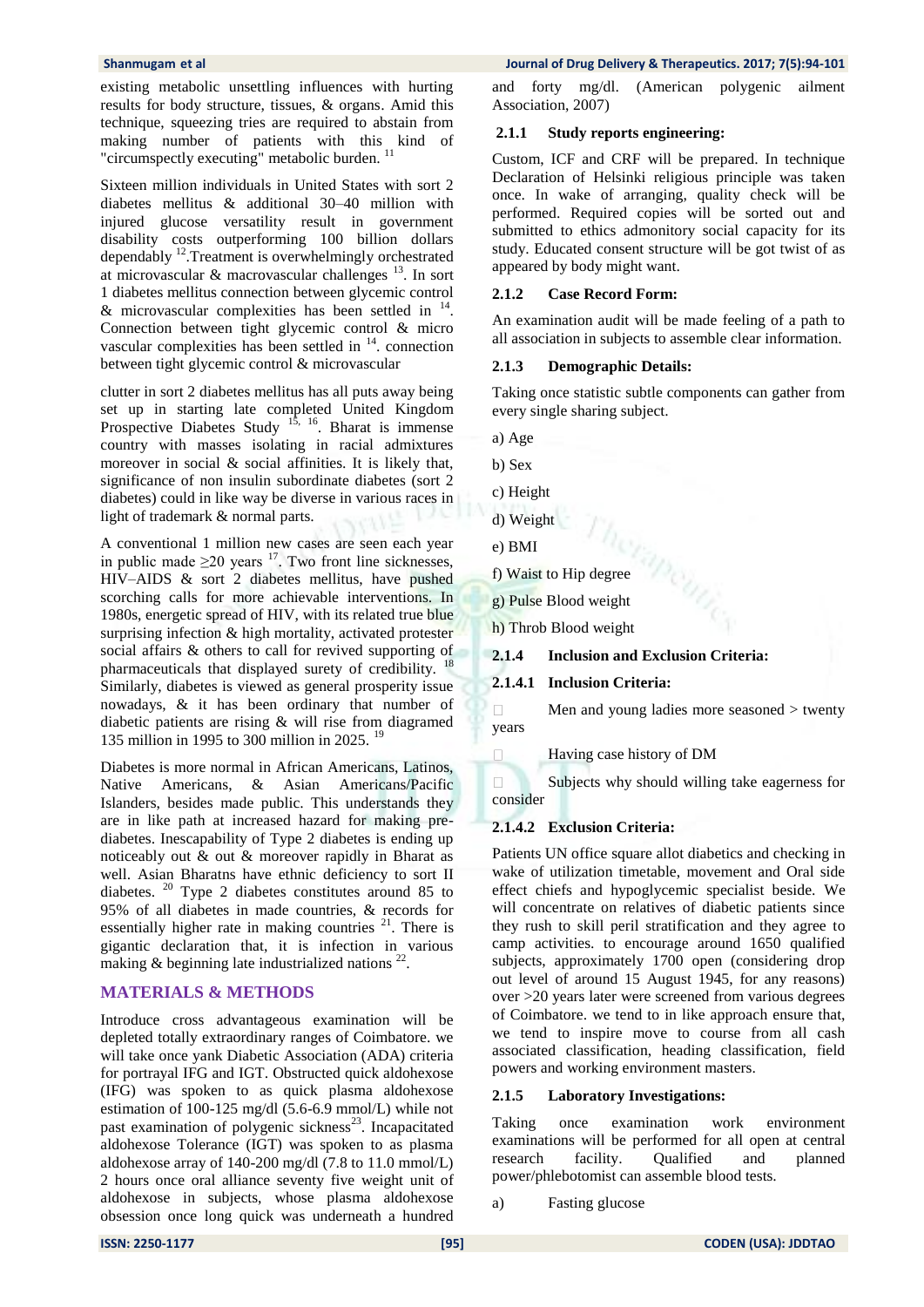existing metabolic unsettling influences with hurting results for body structure, tissues, & organs. Amid this technique, squeezing tries are required to abstain from making number of patients with this kind of "circumspectly executing" metabolic burden. [11]

Sixteen million individuals in United States with sort 2 diabetes mellitus & additional 30–40 million with injured glucose versatility result in government disability costs outperforming 100 billion dollars dependably [12].Treatment is overwhelmingly orchestrated at microvascular & macrovascular challenges [13]. In sort 1 diabetes mellitus connection between glycemic control & microvascular complexities has been settled in [14]. Connection between tight glycemic control & micro vascular complexities has been settled in [14]. connection between tight glycemic control & microvascular

clutter in sort 2 diabetes mellitus has all puts away being set up in starting late completed United Kingdom Prospective Diabetes Study [15, 16]. Bharat is immense country with masses isolating in racial admixtures moreover in social & social affinities. It is likely that, significance of non insulin subordinate diabetes (sort 2 diabetes) could in like way be diverse in various races in light of trademark & normal parts.

A conventional 1 million new cases are seen each year in public made ≥20 years [17]. Two front line sicknesses, HIV–AIDS & sort 2 diabetes mellitus, have pushed scorching calls for more achievable interventions. In 1980s, energetic spread of HIV, with its related true blue surprising infection & high mortality, activated protester social affairs & others to call for revived supporting of pharmaceuticals that displayed surety of credibility. [18] Similarly, diabetes is viewed as general prosperity issue nowadays, & it has been ordinary that number of diabetic patients are rising & will rise from diagramed 135 million in 1995 to 300 million in 2025. [19]

Diabetes is more normal in African Americans, Latinos, Native Americans, & Asian Americans/Pacific Islanders, besides made public. This understands they are in like path at increased hazard for making pre-diabetes. Inescapability of Type 2 diabetes is ending up noticeably out & out & moreover rapidly in Bharat as well. Asian Bharatns have ethnic deficiency to sort II diabetes. [20] Type 2 diabetes constitutes around 85 to 95% of all diabetes in made countries, & records for essentially higher rate in making countries [21]. There is gigantic declaration that, it is infection in various making & beginning late industrialized nations [22].

## MATERIALS & METHODS

Introduce cross advantageous examination will be depleted totally extraordinary ranges of Coimbatore. we will take once yank Diabetic Association (ADA) criteria for portrayal IFG and IGT. Obstructed quick aldohexose (IFG) was spoken to as quick plasma aldohexose estimation of 100-125 mg/dl (5.6-6.9 mmol/L) while not past examination of polygenic sickness[23]. Incapacitated aldohexose Tolerance (IGT) was spoken to as plasma aldohexose array of 140-200 mg/dl (7.8 to 11.0 mmol/L) 2 hours once oral alliance seventy five weight unit of aldohexose in subjects, whose plasma aldohexose obsession once long quick was underneath a hundred and forty mg/dl. (American polygenic ailment Association, 2007)

### 2.1.1 Study reports engineering:

Custom, ICF and CRF will be prepared. In technique Declaration of Helsinki religious principle was taken once. In wake of arranging, quality check will be performed. Required copies will be sorted out and submitted to ethics admonitory social capacity for its study. Educated consent structure will be got twist of as appeared by body might want.

### 2.1.2 Case Record Form:

An examination audit will be made feeling of a path to all association in subjects to assemble clear information.

### 2.1.3 Demographic Details:

Taking once statistic subtle components can gather from every single sharing subject.

a) Age

b) Sex

c) Height

d) Weight

e) BMI

f) Waist to Hip degree

g) Pulse Blood weight

h) Throb Blood weight

### 2.1.4 Inclusion and Exclusion Criteria:

#### 2.1.4.1 Inclusion Criteria:

- Men and young ladies more seasoned > twenty years
- Having case history of DM
- Subjects why should willing take eagerness for consider

#### 2.1.4.2 Exclusion Criteria:

Patients UN office square allot diabetics and checking in wake of utilization timetable, movement and Oral side effect chiefs and hypoglycemic specialist beside. We will concentrate on relatives of diabetic patients since they rush to skill peril stratification and they agree to camp activities. to encourage around 1650 qualified subjects, approximately 1700 open (considering drop out level of around 15 August 1945, for any reasons) over >20 years later were screened from various degrees of Coimbatore. we tend to in like approach ensure that, we tend to inspire move to course from all cash associated classification, heading classification, field powers and working environment masters.

### 2.1.5 Laboratory Investigations:

Taking once examination work environment examinations will be performed for all open at central research facility. Qualified and planned power/phlebotomist can assemble blood tests.

a) Fasting glucose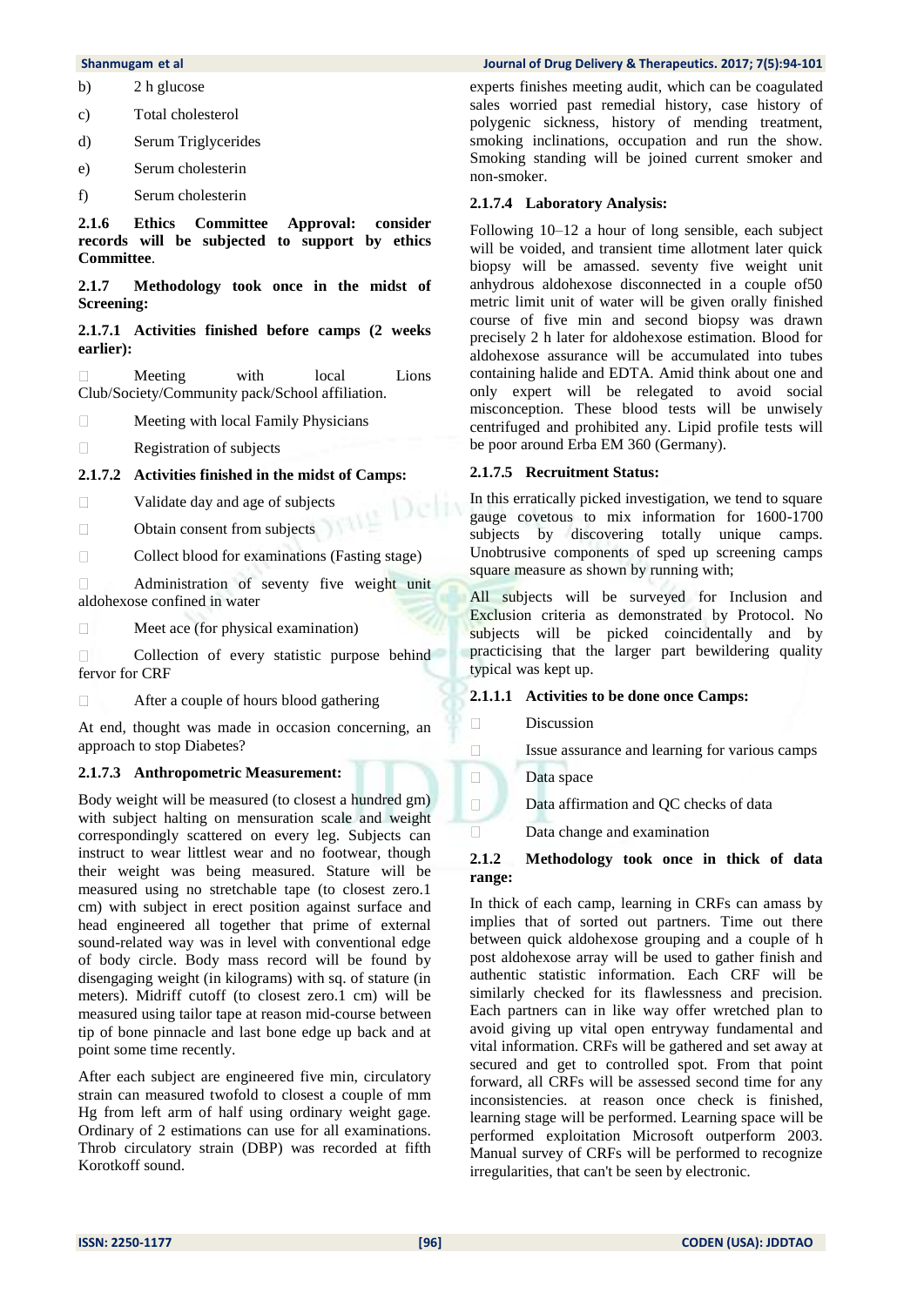b) 2 h glucose

c) Total cholesterol

d) Serum Triglycerides

e) Serum cholesterin

f) Serum cholesterin

**2.1.6 Ethics Committee Approval: consider records will be subjected to support by ethics Committee**.

**2.1.7 Methodology took once in the midst of Screening:**

**2.1.7.1 Activities finished before camps (2 weeks earlier):**

- Meeting with local Lions Club/Society/Community pack/School affiliation.
- Meeting with local Family Physicians
- Registration of subjects

**2.1.7.2 Activities finished in the midst of Camps:**

- Validate day and age of subjects
- Obtain consent from subjects
- Collect blood for examinations (Fasting stage)
- Administration of seventy five weight unit aldohexose confined in water
- Meet ace (for physical examination)
- Collection of every statistic purpose behind fervor for CRF
- After a couple of hours blood gathering

At end, thought was made in occasion concerning, an approach to stop Diabetes?

**2.1.7.3 Anthropometric Measurement:**

Body weight will be measured (to closest a hundred gm) with subject halting on mensuration scale and weight correspondingly scattered on every leg. Subjects can instruct to wear littlest wear and no footwear, though their weight was being measured. Stature will be measured using no stretchable tape (to closest zero.1 cm) with subject in erect position against surface and head engineered all together that prime of external sound-related way was in level with conventional edge of body circle. Body mass record will be found by disengaging weight (in kilograms) with sq. of stature (in meters). Midriff cutoff (to closest zero.1 cm) will be measured using tailor tape at reason mid-course between tip of bone pinnacle and last bone edge up back and at point some time recently.

After each subject are engineered five min, circulatory strain can measured twofold to closest a couple of mm Hg from left arm of half using ordinary weight gage. Ordinary of 2 estimations can use for all examinations. Throb circulatory strain (DBP) was recorded at fifth Korotkoff sound.

experts finishes meeting audit, which can be coagulated sales worried past remedial history, case history of polygenic sickness, history of mending treatment, smoking inclinations, occupation and run the show. Smoking standing will be joined current smoker and non-smoker.

**2.1.7.4 Laboratory Analysis:**

Following 10–12 a hour of long sensible, each subject will be voided, and transient time allotment later quick biopsy will be amassed. seventy five weight unit anhydrous aldohexose disconnected in a couple of50 metric limit unit of water will be given orally finished course of five min and second biopsy was drawn precisely 2 h later for aldohexose estimation. Blood for aldohexose assurance will be accumulated into tubes containing halide and EDTA. Amid think about one and only expert will be relegated to avoid social misconception. These blood tests will be unwisely centrifuged and prohibited any. Lipid profile tests will be poor around Erba EM 360 (Germany).

**2.1.7.5 Recruitment Status:**

In this erratically picked investigation, we tend to square gauge covetous to mix information for 1600-1700 subjects by discovering totally unique camps. Unobtrusive components of sped up screening camps square measure as shown by running with;

All subjects will be surveyed for Inclusion and Exclusion criteria as demonstrated by Protocol. No subjects will be picked coincidentally and by practicising that the larger part bewildering quality typical was kept up.

**2.1.1.1 Activities to be done once Camps:**

- Discussion
- Issue assurance and learning for various camps
- Data space
- Data affirmation and QC checks of data
- Data change and examination

**2.1.2 Methodology took once in thick of data range:**

In thick of each camp, learning in CRFs can amass by implies that of sorted out partners. Time out there between quick aldohexose grouping and a couple of h post aldohexose array will be used to gather finish and authentic statistic information. Each CRF will be similarly checked for its flawlessness and precision. Each partners can in like way offer wretched plan to avoid giving up vital open entryway fundamental and vital information. CRFs will be gathered and set away at secured and get to controlled spot. From that point forward, all CRFs will be assessed second time for any inconsistencies. at reason once check is finished, learning stage will be performed. Learning space will be performed exploitation Microsoft outperform 2003. Manual survey of CRFs will be performed to recognize irregularities, that can't be seen by electronic.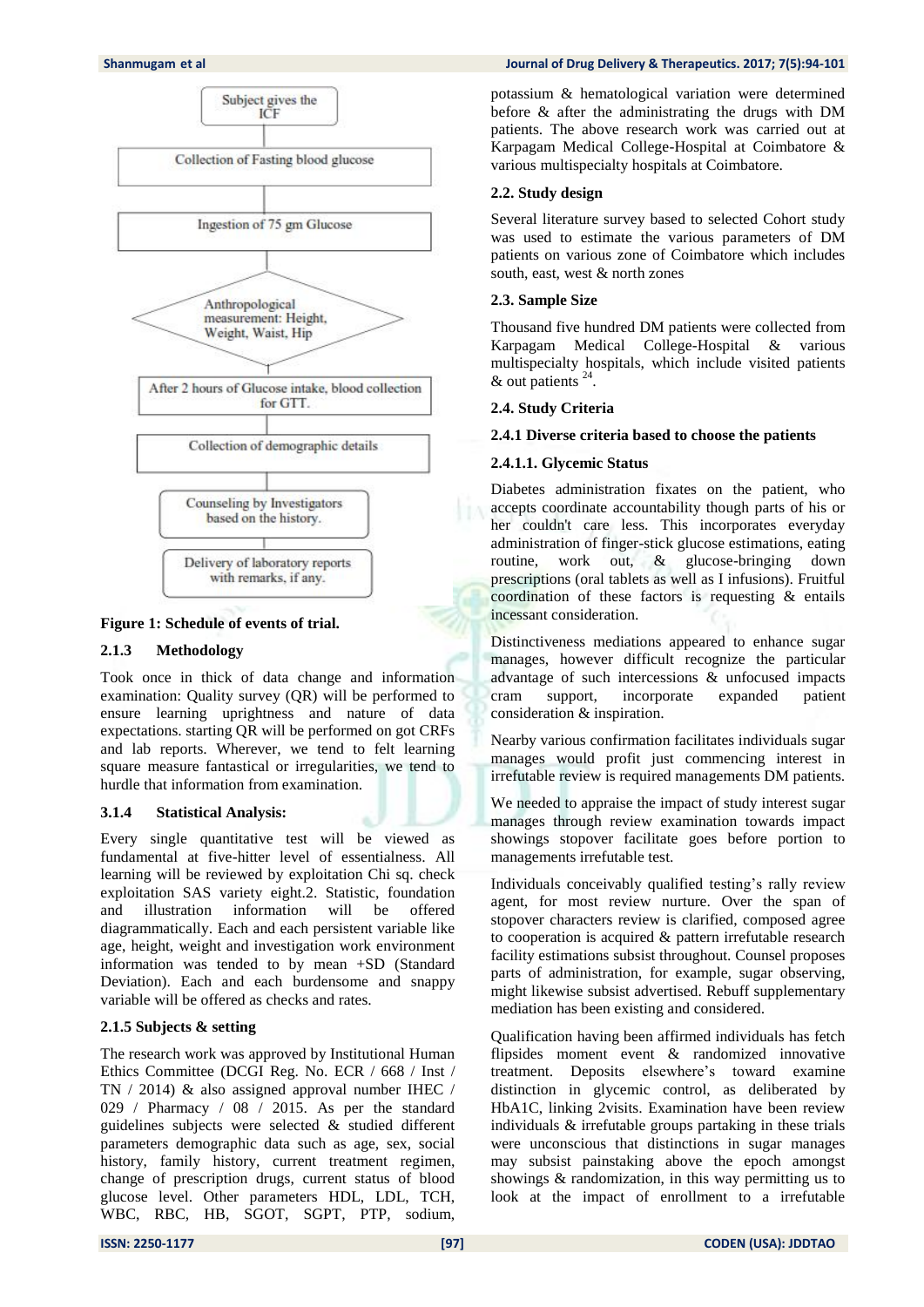Subject gives the ICF

Collection of Fasting blood glucose

Ingestion of 75 gm Glucose

Anthropological measurement: Height, Weight, Waist, Hip

After 2 hours of Glucose intake, blood collection for GTT.

Collection of demographic details

Counseling by Investigators based on the history.

Delivery of laboratory reports with remarks, if any.

**Figure 1: Schedule of events of trial.**

### 2.1.3 Methodology

Took once in thick of data change and information examination: Quality survey (QR) will be performed to ensure learning uprightness and nature of data expectations. starting QR will be performed on got CRFs and lab reports. Wherever, we tend to felt learning square measure fantastical or irregularities, we tend to hurdle that information from examination.

### 3.1.4 Statistical Analysis:

Every single quantitative test will be viewed as fundamental at five-hitter level of essentialness. All learning will be reviewed by exploitation Chi sq. check exploitation SAS variety eight.2. Statistic, foundation and illustration information will be offered diagrammatically. Each and each persistent variable like age, height, weight and investigation work environment information was tended to by mean +SD (Standard Deviation). Each and each burdensome and snappy variable will be offered as checks and rates.

### 2.1.5 Subjects & setting

The research work was approved by Institutional Human Ethics Committee (DCGI Reg. No. ECR / 668 / Inst / TN / 2014) & also assigned approval number IHEC / 029 / Pharmacy / 08 / 2015. As per the standard guidelines subjects were selected & studied different parameters demographic data such as age, sex, social history, family history, current treatment regimen, change of prescription drugs, current status of blood glucose level. Other parameters HDL, LDL, TCH, WBC, RBC, HB, SGOT, SGPT, PTP, sodium, potassium & hematological variation were determined before & after the administrating the drugs with DM patients. The above research work was carried out at Karpagam Medical College-Hospital at Coimbatore & various multispecialty hospitals at Coimbatore.

### 2.2. Study design

Several literature survey based to selected Cohort study was used to estimate the various parameters of DM patients on various zone of Coimbatore which includes south, east, west & north zones

### 2.3. Sample Size

Thousand five hundred DM patients were collected from Karpagam Medical College-Hospital & various multispecialty hospitals, which include visited patients & out patients [24].

### 2.4. Study Criteria

#### 2.4.1 Diverse criteria based to choose the patients

#### 2.4.1.1. Glycemic Status

Diabetes administration fixates on the patient, who accepts coordinate accountability though parts of his or her couldn't care less. This incorporates everyday administration of finger-stick glucose estimations, eating routine, work out, & glucose-bringing down prescriptions (oral tablets as well as I infusions). Fruitful coordination of these factors is requesting & entails incessant consideration.

Distinctiveness mediations appeared to enhance sugar manages, however difficult recognize the particular advantage of such intercessions & unfocused impacts cram support, incorporate expanded patient consideration & inspiration.

Nearby various confirmation facilitates individuals sugar manages would profit just commencing interest in irrefutable review is required managements DM patients.

We needed to appraise the impact of study interest sugar manages through review examination towards impact showings stopover facilitate goes before portion to managements irrefutable test.

Individuals conceivably qualified testing's rally review agent, for most review nurture. Over the span of stopover characters review is clarified, composed agree to cooperation is acquired & pattern irrefutable research facility estimations subsist throughout. Counsel proposes parts of administration, for example, sugar observing, might likewise subsist advertised. Rebuff supplementary mediation has been existing and considered.

Qualification having been affirmed individuals has fetch flipsides moment event & randomized innovative treatment. Deposits elsewhere's toward examine distinction in glycemic control, as deliberated by HbA1C, linking 2visits. Examination have been review individuals & irrefutable groups partaking in these trials were unconscious that distinctions in sugar manages may subsist painstaking above the epoch amongst showings & randomization, in this way permitting us to look at the impact of enrollment to a irrefutable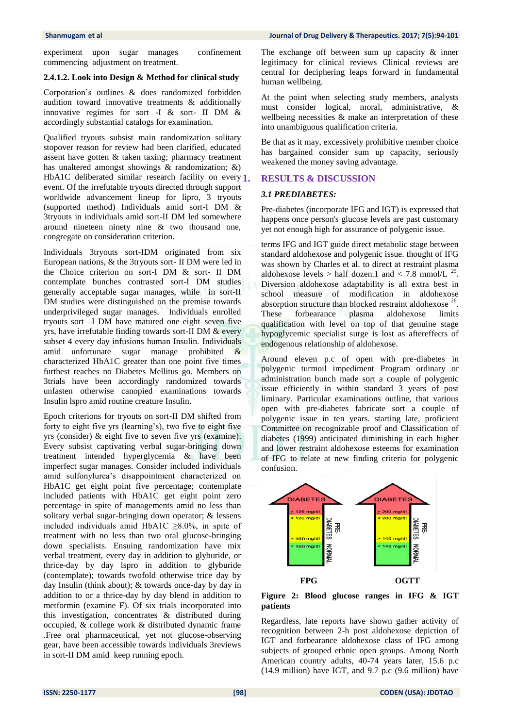experiment upon sugar manages confinement commencing adjustment on treatment.

#### 2.4.1.2. Look into Design & Method for clinical study

Corporation's outlines & does randomized forbidden audition toward innovative treatments & additionally innovative regimes for sort -I & sort- II DM & accordingly substantial catalogs for examination.

Qualified tryouts subsist main randomization solitary stopover reason for review had been clarified, educated assent have gotten & taken taxing; pharmacy treatment has unaltered amongst showings & randomization; &) HbA1C deliberated similar research facility on every event. Of the irrefutable tryouts directed through support worldwide advancement lineup for lipro, 3 tryouts (supported method) Individuals amid sort-I DM & 3tryouts in individuals amid sort-II DM led somewhere around nineteen ninety nine & two thousand one, congregate on consideration criterion.

Individuals 3tryouts sort-IDM originated from six European nations, & the 3tryouts sort- II DM were led in the Choice criterion on sort-I DM & sort- II DM contemplate bunches contrasted sort-I DM studies generally acceptable sugar manages, while in sort-II DM studies were distinguished on the premise towards underprivileged sugar manages. Individuals enrolled tryouts sort –I DM have matured one eight–seven five yrs, have irrefutable finding towards sort-II DM & every subset 4 every day infusions human Insulin. Individuals amid unfortunate sugar manage prohibited & characterized HbA1C greater than one point five times furthest reaches no Diabetes Mellitus go. Members on 3trials have been accordingly randomized towards unfasten otherwise canopied examinations towards Insulin lspro amid routine creature Insulin.

Epoch criterions for tryouts on sort-II DM shifted from forty to eight five yrs (learning's), two five to eight five yrs (consider) & eight five to seven five yrs (examine). Every subsist captivating verbal sugar-bringing down treatment intended hyperglycemia & have been imperfect sugar manages. Consider included individuals amid sulfonylurea's disappointment characterized on HbA1C get eight point five percentage; contemplate included patients with HbA1C get eight point zero percentage in spite of managements amid no less than solitary verbal sugar-bringing down operator; & lessens included individuals amid HbA1C ≥8.0%, in spite of treatment with no less than two oral glucose-bringing down specialists. Ensuing randomization have mix verbal treatment, every day in addition to glyburide, or thrice-day by day lspro in addition to glyburide (contemplate); towards twofold otherwise trice day by day Insulin (think about); & towards once-day by day in addition to or a thrice-day by day blend in addition to metformin (examine F). Of six trials incorporated into this investigation, concentrates & distributed during occupied, & college work & distributed dynamic frame .Free oral pharmaceutical, yet not glucose-observing gear, have been accessible towards individuals 3reviews in sort-II DM amid keep running epoch.

The exchange off between sum up capacity & inner legitimacy for clinical reviews Clinical reviews are central for deciphering leaps forward in fundamental human wellbeing.

At the point when selecting study members, analysts must consider logical, moral, administrative, & wellbeing necessities & make an interpretation of these into unambiguous qualification criteria.

Be that as it may, excessively prohibitive member choice has bargained consider sum up capacity, seriously weakened the money saving advantage.

## 1. RESULTS & DISCUSSION

### *3.1 PREDIABETES:*

Pre-diabetes (incorporate IFG and IGT) is expressed that happens once person's glucose levels are past customary yet not enough high for assurance of polygenic issue.

terms IFG and IGT guide direct metabolic stage between standard aldohexose and polygenic issue. thought of IFG was shown by Charles et al. to direct at restraint plasma aldohexose levels > half dozen.1 and < 7.8 mmol/L [25]. Diversion aldohexose adaptability is all extra best in school measure of modification in aldohexose absorption structure than blocked restraint aldohexose [26]. These forbearance plasma aldohexose limits qualification with level on top of that genuine stage hypoglycemic specialist surge is lost as aftereffects of endogenous relationship of aldohexose.

Around eleven p.c of open with pre-diabetes in polygenic turmoil impediment Program ordinary or administration bunch made sort a couple of polygenic issue efficiently in within standard 3 years of post liminary. Particular examinations outline, that various open with pre-diabetes fabricate sort a couple of polygenic issue in ten years. starting late, proficient Committee on recognizable proof and Classification of diabetes (1999) anticipated diminishing in each higher and lower restraint aldohexose esteems for examination of IFG to relate at new finding criteria for polygenic confusion.

**Figure 2: Blood glucose ranges in IFG & IGT patients**

Regardless, late reports have shown gather activity of recognition between 2-h post aldohexose depiction of IGT and forbearance aldohexose class of IFG among subjects of grouped ethnic open groups. Among North American country adults, 40-74 years later, 15.6 p.c (14.9 million) have IGT, and 9.7 p.c (9.6 million) have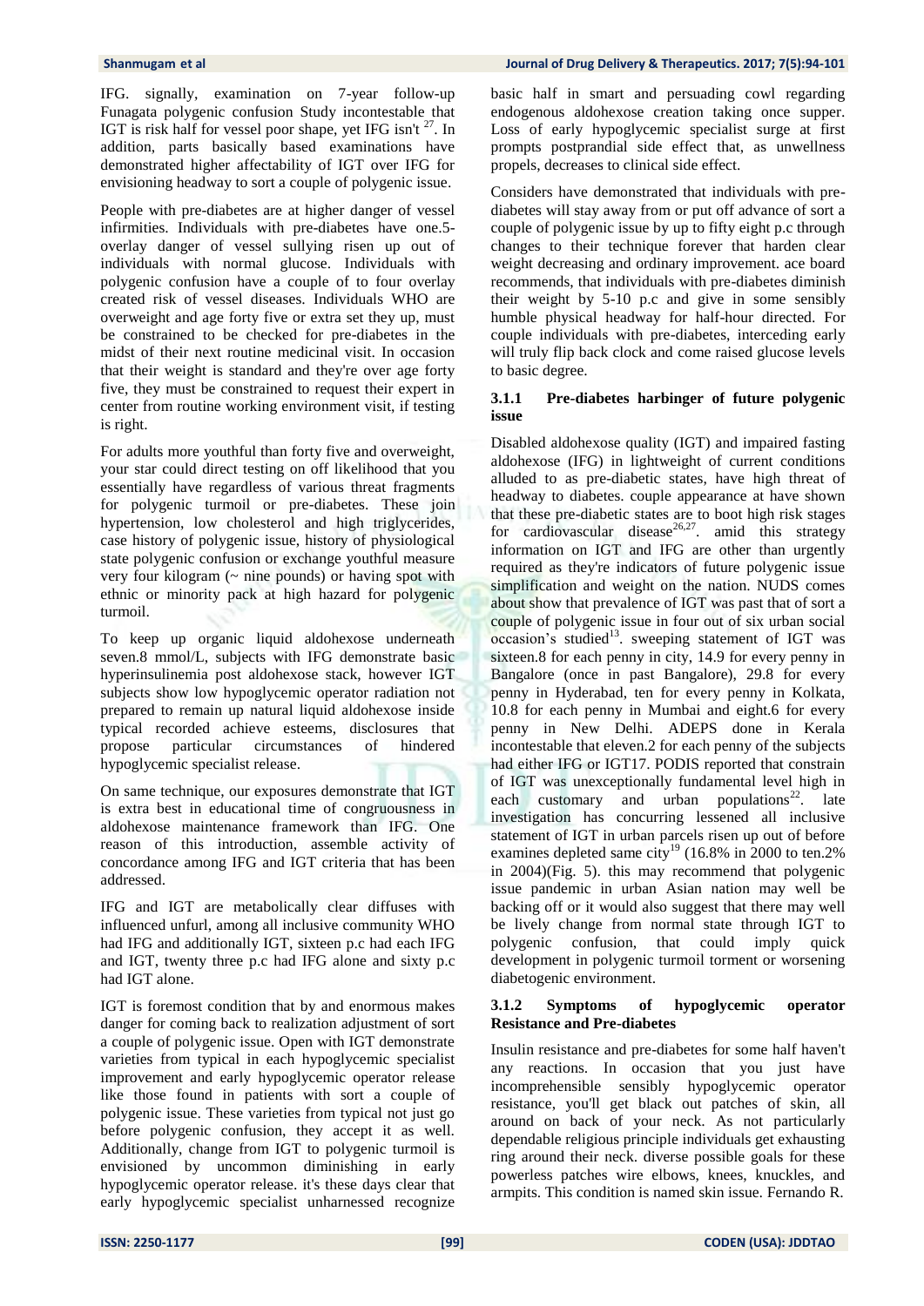IFG. signally, examination on 7-year follow-up Funagata polygenic confusion Study incontestable that IGT is risk half for vessel poor shape, yet IFG isn't [27]. In addition, parts basically based examinations have demonstrated higher affectability of IGT over IFG for envisioning headway to sort a couple of polygenic issue.

People with pre-diabetes are at higher danger of vessel infirmities. Individuals with pre-diabetes have one.5-overlay danger of vessel sullying risen up out of individuals with normal glucose. Individuals with polygenic confusion have a couple of to four overlay created risk of vessel diseases. Individuals WHO are overweight and age forty five or extra set they up, must be constrained to be checked for pre-diabetes in the midst of their next routine medicinal visit. In occasion that their weight is standard and they're over age forty five, they must be constrained to request their expert in center from routine working environment visit, if testing is right.

For adults more youthful than forty five and overweight, your star could direct testing on off likelihood that you essentially have regardless of various threat fragments for polygenic turmoil or pre-diabetes. These join hypertension, low cholesterol and high triglycerides, case history of polygenic issue, history of physiological state polygenic confusion or exchange youthful measure very four kilogram (~ nine pounds) or having spot with ethnic or minority pack at high hazard for polygenic turmoil.

To keep up organic liquid aldohexose underneath seven.8 mmol/L, subjects with IFG demonstrate basic hyperinsulinemia post aldohexose stack, however IGT subjects show low hypoglycemic operator radiation not prepared to remain up natural liquid aldohexose inside typical recorded achieve esteems, disclosures that propose particular circumstances of hindered hypoglycemic specialist release.

On same technique, our exposures demonstrate that IGT is extra best in educational time of congruousness in aldohexose maintenance framework than IFG. One reason of this introduction, assemble activity of concordance among IFG and IGT criteria that has been addressed.

IFG and IGT are metabolically clear diffuses with influenced unfurl, among all inclusive community WHO had IFG and additionally IGT, sixteen p.c had each IFG and IGT, twenty three p.c had IFG alone and sixty p.c had IGT alone.

IGT is foremost condition that by and enormous makes danger for coming back to realization adjustment of sort a couple of polygenic issue. Open with IGT demonstrate varieties from typical in each hypoglycemic specialist improvement and early hypoglycemic operator release like those found in patients with sort a couple of polygenic issue. These varieties from typical not just go before polygenic confusion, they accept it as well. Additionally, change from IGT to polygenic turmoil is envisioned by uncommon diminishing in early hypoglycemic operator release. it's these days clear that early hypoglycemic specialist unharnessed recognize basic half in smart and persuading cowl regarding endogenous aldohexose creation taking once supper. Loss of early hypoglycemic specialist surge at first prompts postprandial side effect that, as unwellness propels, decreases to clinical side effect.

Considers have demonstrated that individuals with pre-diabetes will stay away from or put off advance of sort a couple of polygenic issue by up to fifty eight p.c through changes to their technique forever that harden clear weight decreasing and ordinary improvement. ace board recommends, that individuals with pre-diabetes diminish their weight by 5-10 p.c and give in some sensibly humble physical headway for half-hour directed. For couple individuals with pre-diabetes, interceding early will truly flip back clock and come raised glucose levels to basic degree.

### 3.1.1 Pre-diabetes harbinger of future polygenic issue

Disabled aldohexose quality (IGT) and impaired fasting aldohexose (IFG) in lightweight of current conditions alluded to as pre-diabetic states, have high threat of headway to diabetes. couple appearance at have shown that these pre-diabetic states are to boot high risk stages for cardiovascular disease[26,27]. amid this strategy information on IGT and IFG are other than urgently required as they're indicators of future polygenic issue simplification and weight on the nation. NUDS comes about show that prevalence of IGT was past that of sort a couple of polygenic issue in four out of six urban social occasion's studied[13]. sweeping statement of IGT was sixteen.8 for each penny in city, 14.9 for every penny in Bangalore (once in past Bangalore), 29.8 for every penny in Hyderabad, ten for every penny in Kolkata, 10.8 for each penny in Mumbai and eight.6 for every penny in New Delhi. ADEPS done in Kerala incontestable that eleven.2 for each penny of the subjects had either IFG or IGT17. PODIS reported that constrain of IGT was unexceptionally fundamental level high in each customary and urban populations[22]. late investigation has concurring lessened all inclusive statement of IGT in urban parcels risen up out of before examines depleted same city[19] (16.8% in 2000 to ten.2% in 2004)(Fig. 5). this may recommend that polygenic issue pandemic in urban Asian nation may well be backing off or it would also suggest that there may well be lively change from normal state through IGT to polygenic confusion, that could imply quick development in polygenic turmoil torment or worsening diabetogenic environment.

### 3.1.2 Symptoms of hypoglycemic operator Resistance and Pre-diabetes

Insulin resistance and pre-diabetes for some half haven't any reactions. In occasion that you just have incomprehensible sensibly hypoglycemic operator resistance, you'll get black out patches of skin, all around on back of your neck. As not particularly dependable religious principle individuals get exhausting ring around their neck. diverse possible goals for these powerless patches wire elbows, knees, knuckles, and armpits. This condition is named skin issue. Fernando R.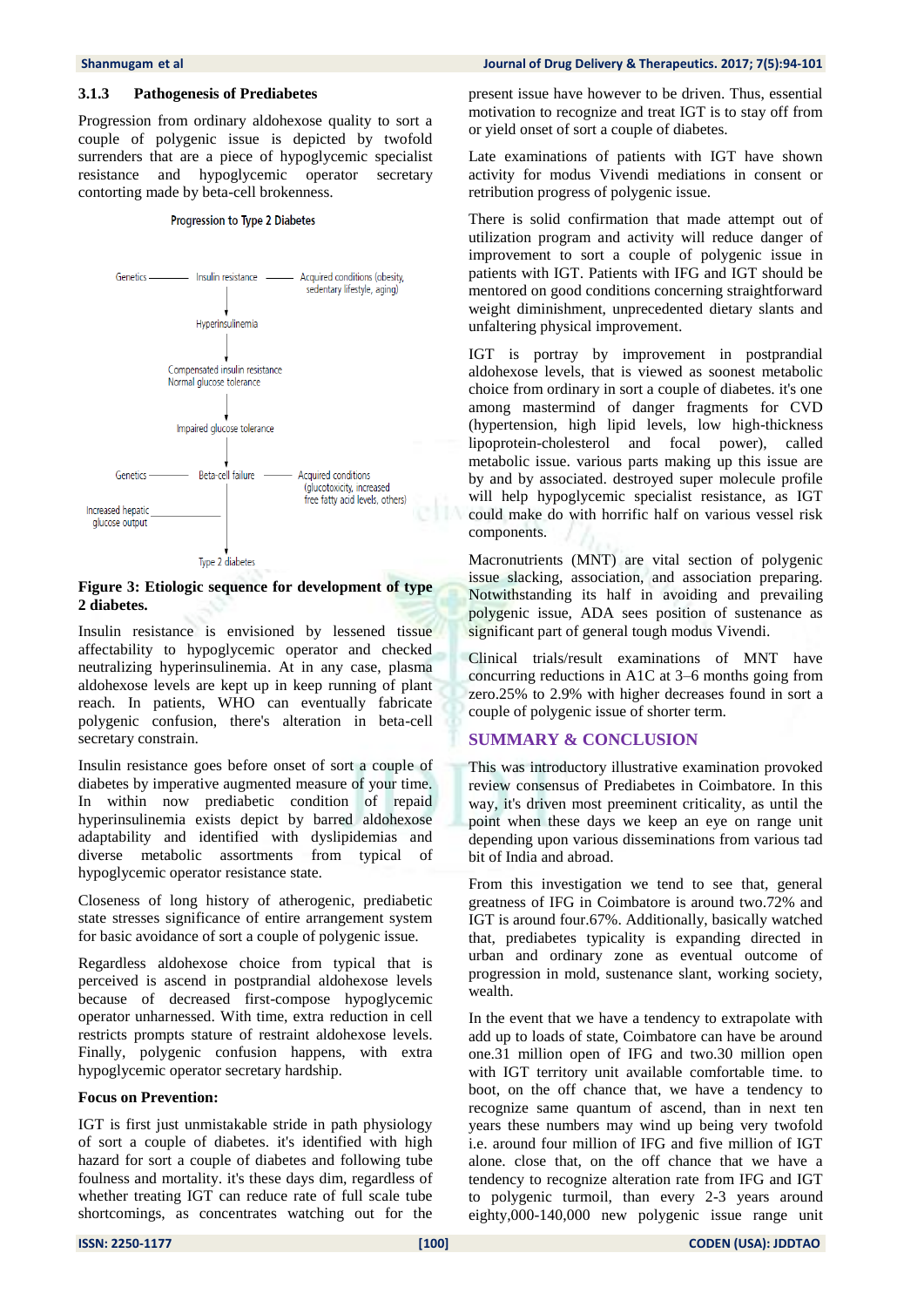### 3.1.3 Pathogenesis of Prediabetes

Progression from ordinary aldohexose quality to sort a couple of polygenic issue is depicted by twofold surrenders that are a piece of hypoglycemic specialist resistance and hypoglycemic operator secretary contorting made by beta-cell brokenness.

Progression to Type 2 Diabetes

Genetics — Insulin resistance — Acquired conditions (obesity, sedentary lifestyle, aging)

↓

Hyperinsulinemia

↓

Compensated insulin resistance
Normal glucose tolerance

↓

Impaired glucose tolerance

↓

Genetics — Beta-cell failure — Acquired conditions (glucotoxicity, increased free fatty acid levels, others)

Increased hepatic glucose output

↓

Type 2 diabetes

**Figure 3: Etiologic sequence for development of type 2 diabetes.**

Insulin resistance is envisioned by lessened tissue affectability to hypoglycemic operator and checked neutralizing hyperinsulinemia. At in any case, plasma aldohexose levels are kept up in keep running of plant reach. In patients, WHO can eventually fabricate polygenic confusion, there's alteration in beta-cell secretary constrain.

Insulin resistance goes before onset of sort a couple of diabetes by imperative augmented measure of your time. In within now prediabetic condition of repaid hyperinsulinemia exists depict by barred aldohexose adaptability and identified with dyslipidemias and diverse metabolic assortments from typical of hypoglycemic operator resistance state.

Closeness of long history of atherogenic, prediabetic state stresses significance of entire arrangement system for basic avoidance of sort a couple of polygenic issue.

Regardless aldohexose choice from typical that is perceived is ascend in postprandial aldohexose levels because of decreased first-compose hypoglycemic operator unharnessed. With time, extra reduction in cell restricts prompts stature of restraint aldohexose levels. Finally, polygenic confusion happens, with extra hypoglycemic operator secretary hardship.

**Focus on Prevention:**

IGT is first just unmistakable stride in path physiology of sort a couple of diabetes. it's identified with high hazard for sort a couple of diabetes and following tube foulness and mortality. it's these days dim, regardless of whether treating IGT can reduce rate of full scale tube shortcomings, as concentrates watching out for the present issue have however to be driven. Thus, essential motivation to recognize and treat IGT is to stay off from or yield onset of sort a couple of diabetes.

Late examinations of patients with IGT have shown activity for modus Vivendi mediations in consent or retribution progress of polygenic issue.

There is solid confirmation that made attempt out of utilization program and activity will reduce danger of improvement to sort a couple of polygenic issue in patients with IGT. Patients with IFG and IGT should be mentored on good conditions concerning straightforward weight diminishment, unprecedented dietary slants and unfaltering physical improvement.

IGT is portray by improvement in postprandial aldohexose levels, that is viewed as soonest metabolic choice from ordinary in sort a couple of diabetes. it's one among mastermind of danger fragments for CVD (hypertension, high lipid levels, low high-thickness lipoprotein-cholesterol and focal power), called metabolic issue. various parts making up this issue are by and by associated. destroyed super molecule profile will help hypoglycemic specialist resistance, as IGT could make do with horrific half on various vessel risk components.

Macronutrients (MNT) are vital section of polygenic issue slacking, association, and association preparing. Notwithstanding its half in avoiding and prevailing polygenic issue, ADA sees position of sustenance as significant part of general tough modus Vivendi.

Clinical trials/result examinations of MNT have concurring reductions in A1C at 3–6 months going from zero.25% to 2.9% with higher decreases found in sort a couple of polygenic issue of shorter term.

## SUMMARY & CONCLUSION

This was introductory illustrative examination provoked review consensus of Prediabetes in Coimbatore. In this way, it's driven most preeminent criticality, as until the point when these days we keep an eye on range unit depending upon various disseminations from various tad bit of India and abroad.

From this investigation we tend to see that, general greatness of IFG in Coimbatore is around two.72% and IGT is around four.67%. Additionally, basically watched that, prediabetes typicality is expanding directed in urban and ordinary zone as eventual outcome of progression in mold, sustenance slant, working society, wealth.

In the event that we have a tendency to extrapolate with add up to loads of state, Coimbatore can have be around one.31 million open of IFG and two.30 million open with IGT territory unit available comfortable time. to boot, on the off chance that, we have a tendency to recognize same quantum of ascend, than in next ten years these numbers may wind up being very twofold i.e. around four million of IFG and five million of IGT alone. close that, on the off chance that we have a tendency to recognize alteration rate from IFG and IGT to polygenic turmoil, than every 2-3 years around eighty,000-140,000 new polygenic issue range unit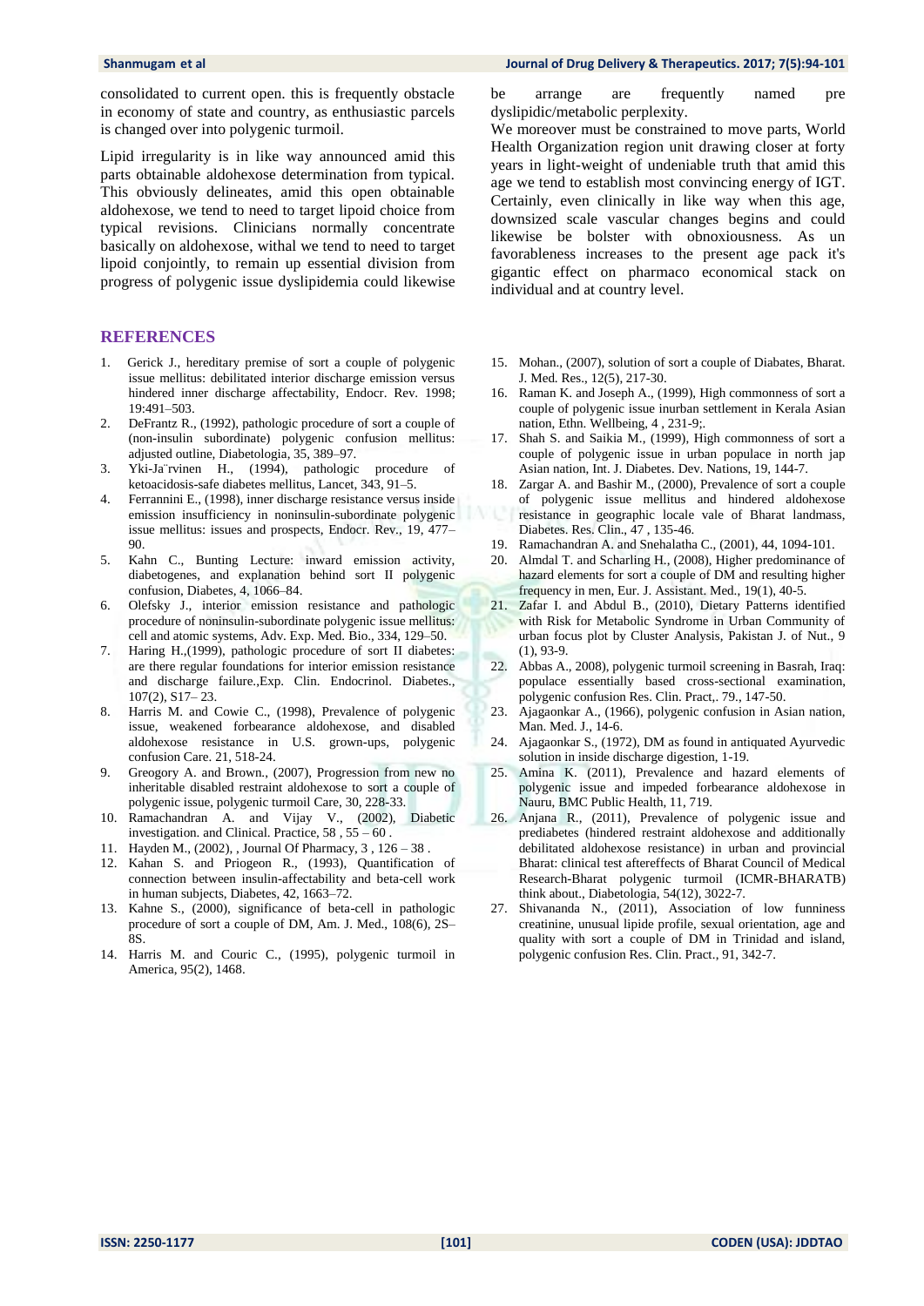consolidated to current open. this is frequently obstacle in economy of state and country, as enthusiastic parcels is changed over into polygenic turmoil.

Lipid irregularity is in like way announced amid this parts obtainable aldohexose determination from typical. This obviously delineates, amid this open obtainable aldohexose, we tend to need to target lipoid choice from typical revisions. Clinicians normally concentrate basically on aldohexose, withal we tend to need to target lipoid conjointly, to remain up essential division from progress of polygenic issue dyslipidemia could likewise be arrange are frequently named pre dyslipidic/metabolic perplexity.

We moreover must be constrained to move parts, World Health Organization region unit drawing closer at forty years in light-weight of undeniable truth that amid this age we tend to establish most convincing energy of IGT. Certainly, even clinically in like way when this age, downsized scale vascular changes begins and could likewise be bolster with obnoxiousness. As un favorableness increases to the present age pack it's gigantic effect on pharmaco economical stack on individual and at country level.

## REFERENCES

1. Gerick J., hereditary premise of sort a couple of polygenic issue mellitus: debilitated interior discharge emission versus hindered inner discharge affectability, Endocr. Rev. 1998; 19:491–503.
2. DeFrantz R., (1992), pathologic procedure of sort a couple of (non-insulin subordinate) polygenic confusion mellitus: adjusted outline, Diabetologia, 35, 389–97.
3. Yki-Ja¨rvinen H., (1994), pathologic procedure of ketoacidosis-safe diabetes mellitus, Lancet, 343, 91–5.
4. Ferrannini E., (1998), inner discharge resistance versus inside emission insufficiency in noninsulin-subordinate polygenic issue mellitus: issues and prospects, Endocr. Rev., 19, 477–90.
5. Kahn C., Bunting Lecture: inward emission activity, diabetogenes, and explanation behind sort II polygenic confusion, Diabetes, 4, 1066–84.
6. Olefsky J., interior emission resistance and pathologic procedure of noninsulin-subordinate polygenic issue mellitus: cell and atomic systems, Adv. Exp. Med. Bio., 334, 129–50.
7. Haring H.,(1999), pathologic procedure of sort II diabetes: are there regular foundations for interior emission resistance and discharge failure.,Exp. Clin. Endocrinol. Diabetes., 107(2), S17– 23.
8. Harris M. and Cowie C., (1998), Prevalence of polygenic issue, weakened forbearance aldohexose, and disabled aldohexose resistance in U.S. grown-ups, polygenic confusion Care. 21, 518-24.
9. Greogory A. and Brown., (2007), Progression from new no inheritable disabled restraint aldohexose to sort a couple of polygenic issue, polygenic turmoil Care, 30, 228-33.
10. Ramachandran A. and Vijay V., (2002), Diabetic investigation. and Clinical. Practice, 58 , 55 – 60 .
11. Hayden M., (2002), , Journal Of Pharmacy, 3 , 126 – 38 .
12. Kahan S. and Priogeon R., (1993), Quantification of connection between insulin-affectability and beta-cell work in human subjects, Diabetes, 42, 1663–72.
13. Kahne S., (2000), significance of beta-cell in pathologic procedure of sort a couple of DM, Am. J. Med., 108(6), 2S–8S.
14. Harris M. and Couric C., (1995), polygenic turmoil in America, 95(2), 1468.
15. Mohan., (2007), solution of sort a couple of Diabates, Bharat. J. Med. Res., 12(5), 217-30.
16. Raman K. and Joseph A., (1999), High commonness of sort a couple of polygenic issue inurban settlement in Kerala Asian nation, Ethn. Wellbeing, 4 , 231-9;.
17. Shah S. and Saikia M., (1999), High commonness of sort a couple of polygenic issue in urban populace in north jap Asian nation, Int. J. Diabetes. Dev. Nations, 19, 144-7.
18. Zargar A. and Bashir M., (2000), Prevalence of sort a couple of polygenic issue mellitus and hindered aldohexose resistance in geographic locale vale of Bharat landmass, Diabetes. Res. Clin., 47 , 135-46.
19. Ramachandran A. and Snehalatha C., (2001), 44, 1094-101.
20. Almdal T. and Scharling H., (2008), Higher predominance of hazard elements for sort a couple of DM and resulting higher frequency in men, Eur. J. Assistant. Med., 19(1), 40-5.
21. Zafar I. and Abdul B., (2010), Dietary Patterns identified with Risk for Metabolic Syndrome in Urban Community of urban focus plot by Cluster Analysis, Pakistan J. of Nut., 9 (1), 93-9.
22. Abbas A., 2008), polygenic turmoil screening in Basrah, Iraq: populace essentially based cross-sectional examination, polygenic confusion Res. Clin. Pract,. 79., 147-50.
23. Ajagaonkar A., (1966), polygenic confusion in Asian nation, Man. Med. J., 14-6.
24. Ajagaonkar S., (1972), DM as found in antiquated Ayurvedic solution in inside discharge digestion, 1-19.
25. Amina K. (2011), Prevalence and hazard elements of polygenic issue and impeded forbearance aldohexose in Nauru, BMC Public Health, 11, 719.
26. Anjana R., (2011), Prevalence of polygenic issue and prediabetes (hindered restraint aldohexose and additionally debilitated aldohexose resistance) in urban and provincial Bharat: clinical test aftereffects of Bharat Council of Medical Research-Bharat polygenic turmoil (ICMR-BHARATB) think about., Diabetologia, 54(12), 3022-7.
27. Shivananda N., (2011), Association of low funniness creatinine, unusual lipide profile, sexual orientation, age and quality with sort a couple of DM in Trinidad and island, polygenic confusion Res. Clin. Pract., 91, 342-7.